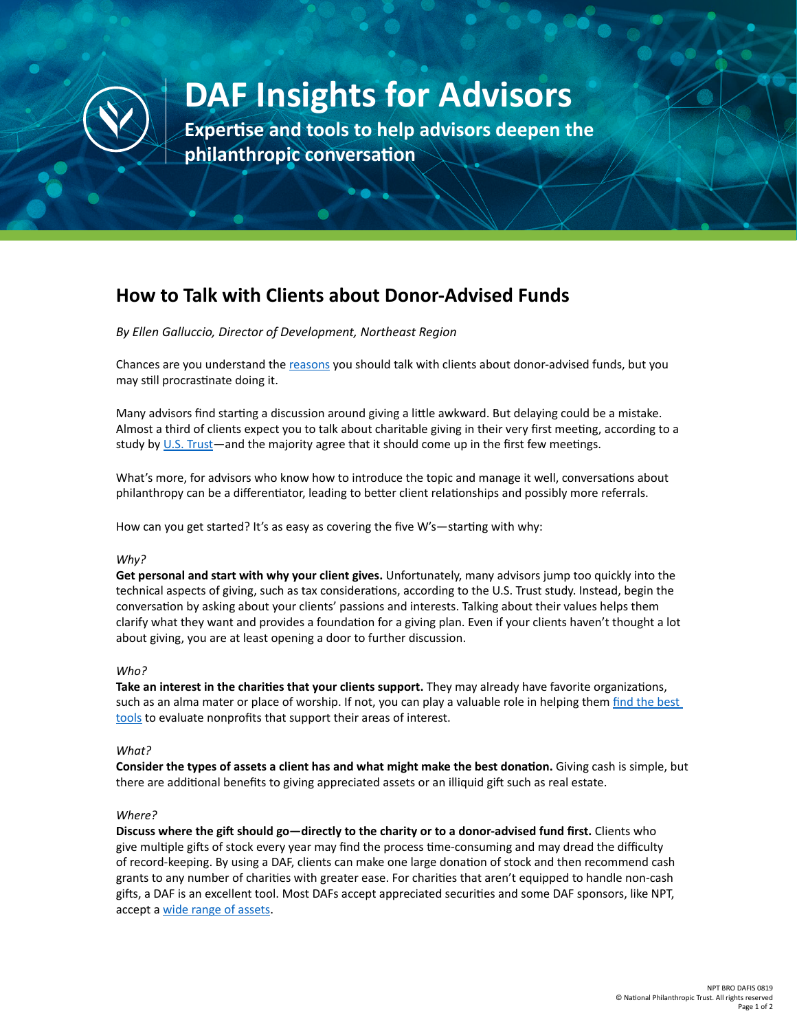# DAF Insights for Advisors

**Expertise and tools to help advisors deepen the philanthropic conversation**

## How to Talk with Clients about Donor-Advised Funds

*By Ellen Galluccio, Director of Development, Northeast Region*

Chances are you understand the reasons you should talk with clients about donor-advised funds, but you may still procrastinate doing it.

Many advisors find starting a discussion around giving a little awkward. But delaying could be a mistake. Almost a third of clients expect you to talk about charitable giving in their very first meeting, according to a study by U.S. Trust—and the majority agree that it should come up in the first few meetings.

What's more, for advisors who know how to introduce the topic and manage it well, conversations about philanthropy can be a differentiator, leading to better client relationships and possibly more referrals.

How can you get started? It's as easy as covering the five W's—starting with why:

*Why?*

**Get personal and start with why your client gives.** Unfortunately, many advisors jump too quickly into the technical aspects of giving, such as tax considerations, according to the U.S. Trust study. Instead, begin the conversation by asking about your clients' passions and interests. Talking about their values helps them clarify what they want and provides a foundation for a giving plan. Even if your clients haven't thought a lot about giving, you are at least opening a door to further discussion.

*Who?*

**Take an interest in the charities that your clients support.** They may already have favorite organizations, such as an alma mater or place of worship. If not, you can play a valuable role in helping them find the best tools to evaluate nonprofits that support their areas of interest.

*What?*

**Consider the types of assets a client has and what might make the best donation.** Giving cash is simple, but there are additional benefits to giving appreciated assets or an illiquid gift such as real estate.

*Where?*

**Discuss where the gift should go—directly to the charity or to a donor-advised fund first.** Clients who give multiple gifts of stock every year may find the process time-consuming and may dread the difficulty of record-keeping. By using a DAF, clients can make one large donation of stock and then recommend cash grants to any number of charities with greater ease. For charities that aren't equipped to handle non-cash gifts, a DAF is an excellent tool. Most DAFs accept appreciated securities and some DAF sponsors, like NPT, accept a wide range of assets.

NPT BRO DAFIS 0819
© National Philanthropic Trust. All rights reserved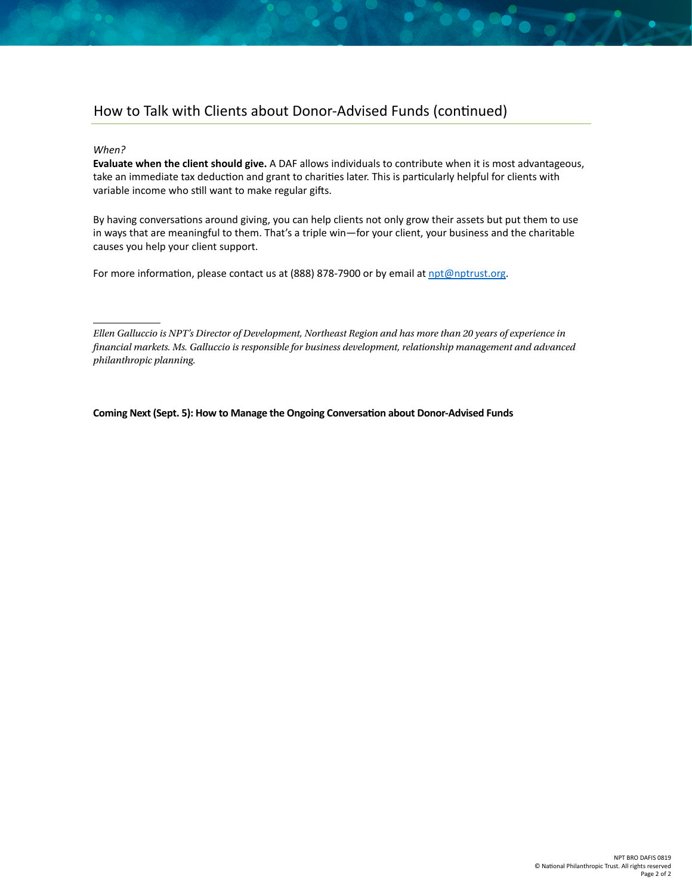## How to Talk with Clients about Donor-Advised Funds (continued)

*When?*

**Evaluate when the client should give.** A DAF allows individuals to contribute when it is most advantageous, take an immediate tax deduction and grant to charities later. This is particularly helpful for clients with variable income who still want to make regular gifts.

By having conversations around giving, you can help clients not only grow their assets but put them to use in ways that are meaningful to them. That's a triple win—for your client, your business and the charitable causes you help your client support.

For more information, please contact us at (888) 878-7900 or by email at npt@nptrust.org.

---

*Ellen Galluccio is NPT's Director of Development, Northeast Region and has more than 20 years of experience in financial markets. Ms. Galluccio is responsible for business development, relationship management and advanced philanthropic planning.*

**Coming Next (Sept. 5): How to Manage the Ongoing Conversation about Donor-Advised Funds**

NPT BRO DAFIS 0819
© National Philanthropic Trust. All rights reserved